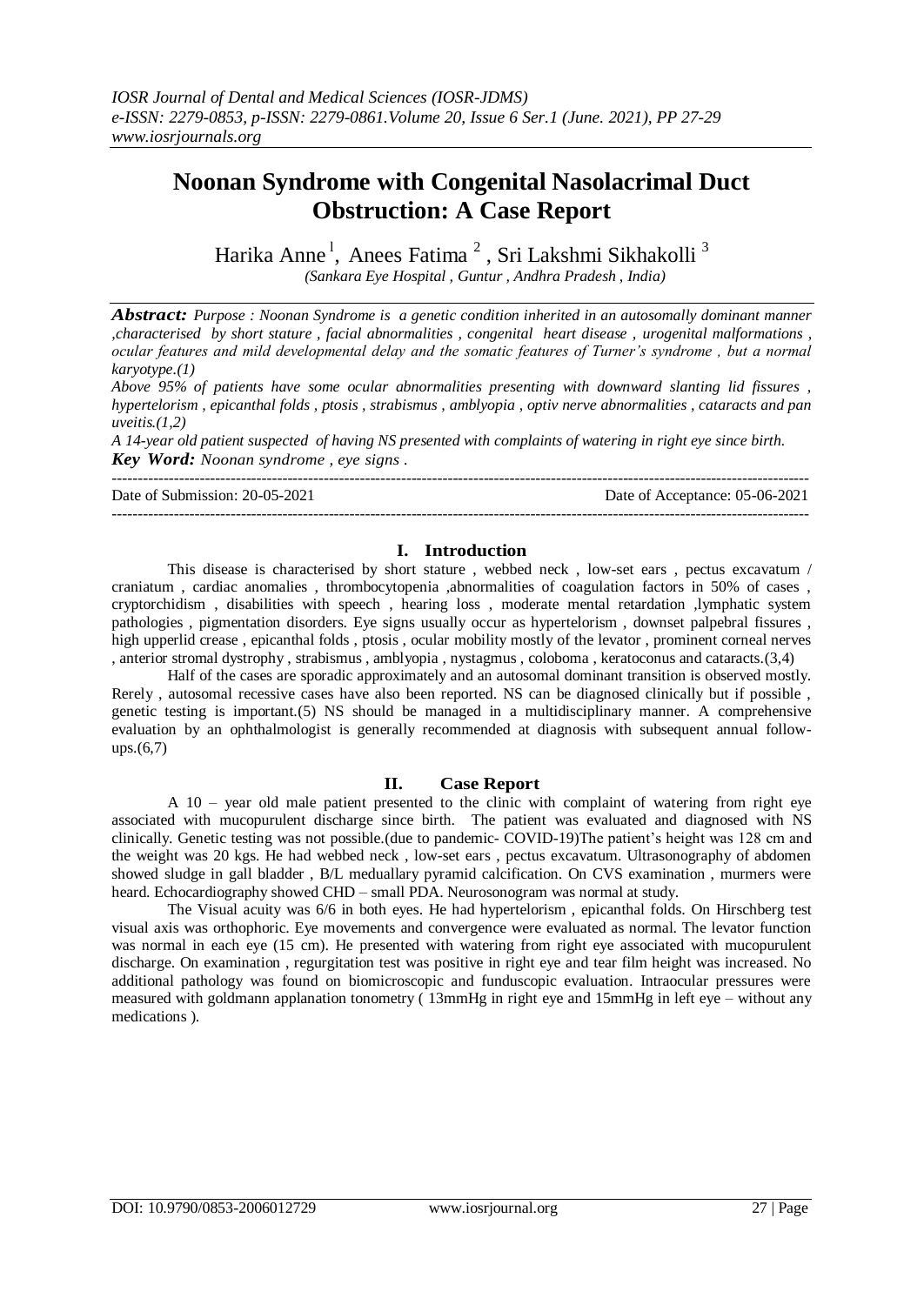# Noonan Syndrome with Congenital Nasolacrimal Duct Obstruction: A Case Report

Harika Anne[1], Anees Fatima [2] , Sri Lakshmi Sikhakolli [3]

*(Sankara Eye Hospital , Guntur , Andhra Pradesh , India)*

***Abstract:*** *Purpose : Noonan Syndrome is a genetic condition inherited in an autosomally dominant manner ,characterised by short stature , facial abnormalities , congenital heart disease , urogenital malformations , ocular features and mild developmental delay and the somatic features of Turner's syndrome , but a normal karyotype.(1)*

*Above 95% of patients have some ocular abnormalities presenting with downward slanting lid fissures , hypertelorism , epicanthal folds , ptosis , strabismus , amblyopia , optiv nerve abnormalities , cataracts and pan uveitis.(1,2)*

*A 14-year old patient suspected of having NS presented with complaints of watering in right eye since birth.*

***Key Word:*** *Noonan syndrome , eye signs .*

---

Date of Submission: 20-05-2021 Date of Acceptance: 05-06-2021

---

## I. Introduction

This disease is characterised by short stature , webbed neck , low-set ears , pectus excavatum / craniatum , cardiac anomalies , thrombocytopenia ,abnormalities of coagulation factors in 50% of cases , cryptorchidism , disabilities with speech , hearing loss , moderate mental retardation ,lymphatic system pathologies , pigmentation disorders. Eye signs usually occur as hypertelorism , downset palpebral fissures , high upperlid crease , epicanthal folds , ptosis , ocular mobility mostly of the levator , prominent corneal nerves , anterior stromal dystrophy , strabismus , amblyopia , nystagmus , coloboma , keratoconus and cataracts.(3,4)

Half of the cases are sporadic approximately and an autosomal dominant transition is observed mostly. Rerely , autosomal recessive cases have also been reported. NS can be diagnosed clinically but if possible , genetic testing is important.(5) NS should be managed in a multidisciplinary manner. A comprehensive evaluation by an ophthalmologist is generally recommended at diagnosis with subsequent annual follow-ups.(6,7)

## II. Case Report

A 10 – year old male patient presented to the clinic with complaint of watering from right eye associated with mucopurulent discharge since birth. The patient was evaluated and diagnosed with NS clinically. Genetic testing was not possible.(due to pandemic- COVID-19)The patient's height was 128 cm and the weight was 20 kgs. He had webbed neck , low-set ears , pectus excavatum. Ultrasonography of abdomen showed sludge in gall bladder , B/L meduallary pyramid calcification. On CVS examination , murmers were heard. Echocardiography showed CHD – small PDA. Neurosonogram was normal at study.

The Visual acuity was 6/6 in both eyes. He had hypertelorism , epicanthal folds. On Hirschberg test visual axis was orthophoric. Eye movements and convergence were evaluated as normal. The levator function was normal in each eye (15 cm). He presented with watering from right eye associated with mucopurulent discharge. On examination , regurgitation test was positive in right eye and tear film height was increased. No additional pathology was found on biomicroscopic and funduscopic evaluation. Intraocular pressures were measured with goldmann applanation tonometry ( 13mmHg in right eye and 15mmHg in left eye – without any medications ).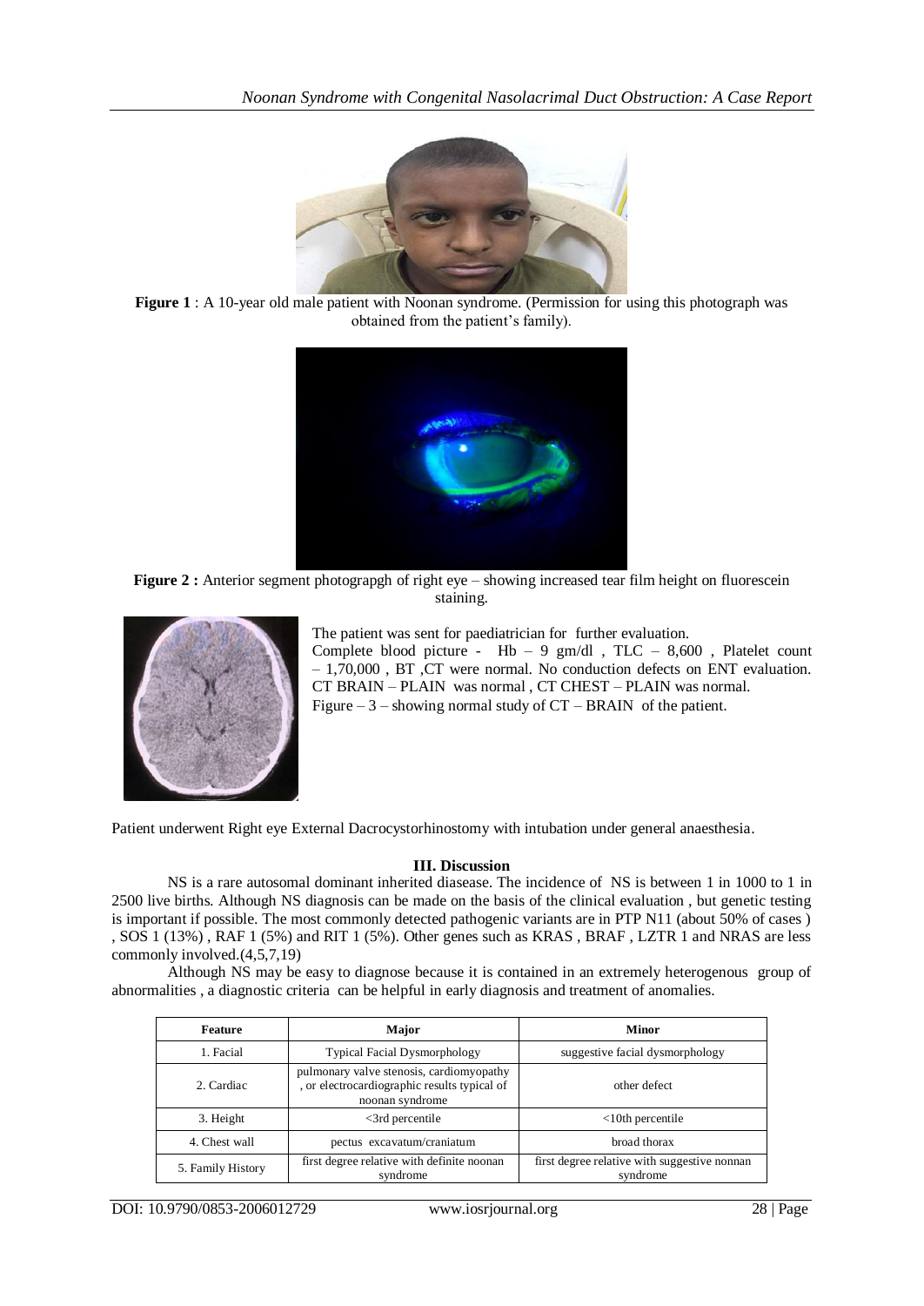**Figure 1** : A 10-year old male patient with Noonan syndrome. (Permission for using this photograph was obtained from the patient's family).

**Figure 2 :** Anterior segment photograpgh of right eye – showing increased tear film height on fluorescein staining.

The patient was sent for paediatrician for further evaluation.
Complete blood picture - Hb – 9 gm/dl , TLC – 8,600 , Platelet count – 1,70,000 , BT ,CT were normal. No conduction defects on ENT evaluation.
CT BRAIN – PLAIN was normal , CT CHEST – PLAIN was normal.
Figure – 3 – showing normal study of CT – BRAIN of the patient.

Patient underwent Right eye External Dacrocystorhinostomy with intubation under general anaesthesia.

## III. Discussion

NS is a rare autosomal dominant inherited diasease. The incidence of NS is between 1 in 1000 to 1 in 2500 live births. Although NS diagnosis can be made on the basis of the clinical evaluation , but genetic testing is important if possible. The most commonly detected pathogenic variants are in PTP N11 (about 50% of cases ) , SOS 1 (13%) , RAF 1 (5%) and RIT 1 (5%). Other genes such as KRAS , BRAF , LZTR 1 and NRAS are less commonly involved.(4,5,7,19)

Although NS may be easy to diagnose because it is contained in an extremely heterogenous group of abnormalities , a diagnostic criteria can be helpful in early diagnosis and treatment of anomalies.

| Feature | Major | Minor |
| --- | --- | --- |
| 1. Facial | Typical Facial Dysmorphology | suggestive facial dysmorphology |
| 2. Cardiac | pulmonary valve stenosis, cardiomyopathy , or electrocardiographic results typical of noonan syndrome | other defect |
| 3. Height | <3rd percentile | <10th percentile |
| 4. Chest wall | pectus excavatum/craniatum | broad thorax |
| 5. Family History | first degree relative with definite noonan syndrome | first degree relative with suggestive nonnan syndrome |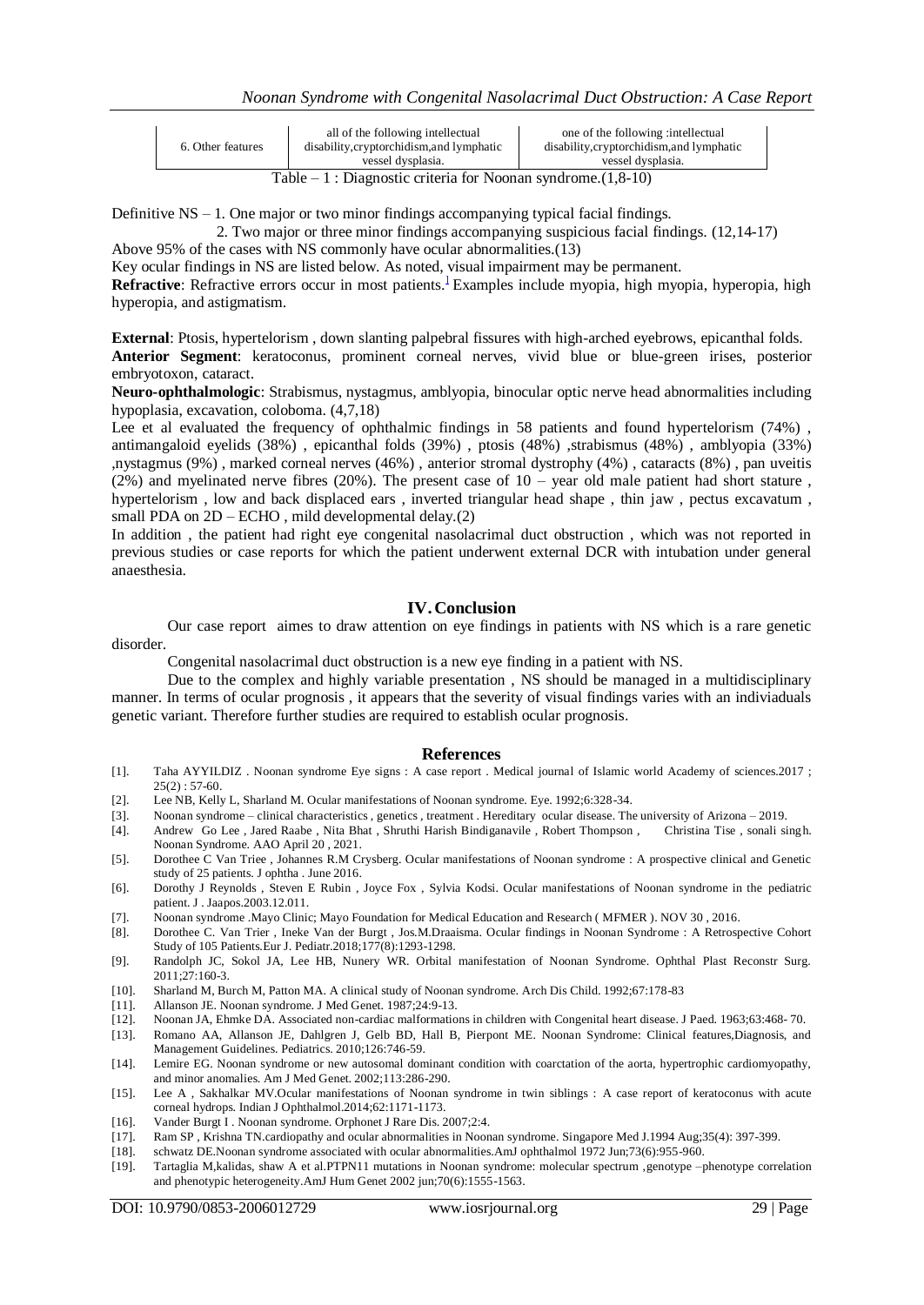| | | |
|---|---|---|
| 6. Other features | all of the following intellectual disability,cryptorchidism,and lymphatic vessel dysplasia. | one of the following :intellectual disability,cryptorchidism,and lymphatic vessel dysplasia. |

Table – 1 : Diagnostic criteria for Noonan syndrome.(1,8-10)

Definitive NS – 1. One major or two minor findings accompanying typical facial findings.

2. Two major or three minor findings accompanying suspicious facial findings. (12,14-17)

Above 95% of the cases with NS commonly have ocular abnormalities.(13)

Key ocular findings in NS are listed below. As noted, visual impairment may be permanent.

**Refractive**: Refractive errors occur in most patients.[1] Examples include myopia, high myopia, hyperopia, high hyperopia, and astigmatism.

**External**: Ptosis, hypertelorism , down slanting palpebral fissures with high-arched eyebrows, epicanthal folds.

**Anterior Segment**: keratoconus, prominent corneal nerves, vivid blue or blue-green irises, posterior embryotoxon, cataract.

**Neuro-ophthalmologic**: Strabismus, nystagmus, amblyopia, binocular optic nerve head abnormalities including hypoplasia, excavation, coloboma. (4,7,18)

Lee et al evaluated the frequency of ophthalmic findings in 58 patients and found hypertelorism (74%) , antimangaloid eyelids (38%) , epicanthal folds (39%) , ptosis (48%) ,strabismus (48%) , amblyopia (33%) ,nystagmus (9%) , marked corneal nerves (46%) , anterior stromal dystrophy (4%) , cataracts (8%) , pan uveitis (2%) and myelinated nerve fibres (20%). The present case of 10 – year old male patient had short stature , hypertelorism , low and back displaced ears , inverted triangular head shape , thin jaw , pectus excavatum , small PDA on 2D – ECHO , mild developmental delay.(2)

In addition , the patient had right eye congenital nasolacrimal duct obstruction , which was not reported in previous studies or case reports for which the patient underwent external DCR with intubation under general anaesthesia.

## IV. Conclusion

Our case report aimes to draw attention on eye findings in patients with NS which is a rare genetic disorder.

Congenital nasolacrimal duct obstruction is a new eye finding in a patient with NS.

Due to the complex and highly variable presentation , NS should be managed in a multidisciplinary manner. In terms of ocular prognosis , it appears that the severity of visual findings varies with an indiviaduals genetic variant. Therefore further studies are required to establish ocular prognosis.

## References

[1]. Taha AYYILDIZ . Noonan syndrome Eye signs : A case report . Medical journal of Islamic world Academy of sciences.2017 ; 25(2) : 57-60.

[2]. Lee NB, Kelly L, Sharland M. Ocular manifestations of Noonan syndrome. Eye. 1992;6:328-34.

[3]. Noonan syndrome – clinical characteristics , genetics , treatment . Hereditary ocular disease. The university of Arizona – 2019.

[4]. Andrew Go Lee , Jared Raabe , Nita Bhat , Shruthi Harish Bindiganavile , Robert Thompson , Christina Tise , sonali singh. Noonan Syndrome. AAO April 20 , 2021.

[5]. Dorothee C Van Triee , Johannes R.M Crysberg. Ocular manifestations of Noonan syndrome : A prospective clinical and Genetic study of 25 patients. J ophtha . June 2016.

[6]. Dorothy J Reynolds , Steven E Rubin , Joyce Fox , Sylvia Kodsi. Ocular manifestations of Noonan syndrome in the pediatric patient. J . Jaapos.2003.12.011.

[7]. Noonan syndrome .Mayo Clinic; Mayo Foundation for Medical Education and Research ( MFMER ). NOV 30 , 2016.

[8]. Dorothee C. Van Trier , Ineke Van der Burgt , Jos.M.Draaisma. Ocular findings in Noonan Syndrome : A Retrospective Cohort Study of 105 Patients.Eur J. Pediatr.2018;177(8):1293-1298.

[9]. Randolph JC, Sokol JA, Lee HB, Nunery WR. Orbital manifestation of Noonan Syndrome. Ophthal Plast Reconstr Surg. 2011;27:160-3.

[10]. Sharland M, Burch M, Patton MA. A clinical study of Noonan syndrome. Arch Dis Child. 1992;67:178-83

[11]. Allanson JE. Noonan syndrome. J Med Genet. 1987;24:9-13.

[12]. Noonan JA, Ehmke DA. Associated non-cardiac malformations in children with Congenital heart disease. J Paed. 1963;63:468- 70.

[13]. Romano AA, Allanson JE, Dahlgren J, Gelb BD, Hall B, Pierpont ME. Noonan Syndrome: Clinical features,Diagnosis, and Management Guidelines. Pediatrics. 2010;126:746-59.

[14]. Lemire EG. Noonan syndrome or new autosomal dominant condition with coarctation of the aorta, hypertrophic cardiomyopathy, and minor anomalies. Am J Med Genet. 2002;113:286-290.

[15]. Lee A , Sakhalkar MV.Ocular manifestations of Noonan syndrome in twin siblings : A case report of keratoconus with acute corneal hydrops. Indian J Ophthalmol.2014;62:1171-1173.

[16]. Vander Burgt I . Noonan syndrome. Orphonet J Rare Dis. 2007;2:4.

[17]. Ram SP , Krishna TN.cardiopathy and ocular abnormalities in Noonan syndrome. Singapore Med J.1994 Aug;35(4): 397-399.

[18]. schwatz DE.Noonan syndrome associated with ocular abnormalities.AmJ ophthalmol 1972 Jun;73(6):955-960.

[19]. Tartaglia M,kalidas, shaw A et al.PTPN11 mutations in Noonan syndrome: molecular spectrum ,genotype –phenotype correlation and phenotypic heterogeneity.AmJ Hum Genet 2002 jun;70(6):1555-1563.